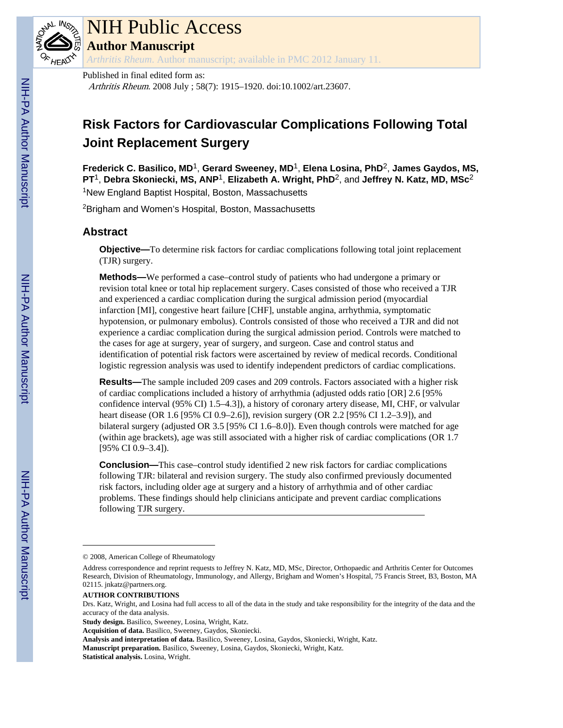# NIH Public Access

## Author Manuscript

*Arthritis Rheum*. Author manuscript; available in PMC 2012 January 11.

Published in final edited form as:

*Arthritis Rheum*. 2008 July ; 58(7): 1915–1920. doi:10.1002/art.23607.

# Risk Factors for Cardiovascular Complications Following Total Joint Replacement Surgery

**Frederick C. Basilico, MD**[1], **Gerard Sweeney, MD**[1], **Elena Losina, PhD**[2], **James Gaydos, MS, PT**[1], **Debra Skoniecki, MS, ANP**[1], **Elizabeth A. Wright, PhD**[2], and **Jeffrey N. Katz, MD, MSc**[2]

[1]New England Baptist Hospital, Boston, Massachusetts

[2]Brigham and Women's Hospital, Boston, Massachusetts

## Abstract

**Objective—**To determine risk factors for cardiac complications following total joint replacement (TJR) surgery.

**Methods—**We performed a case–control study of patients who had undergone a primary or revision total knee or total hip replacement surgery. Cases consisted of those who received a TJR and experienced a cardiac complication during the surgical admission period (myocardial infarction [MI], congestive heart failure [CHF], unstable angina, arrhythmia, symptomatic hypotension, or pulmonary embolus). Controls consisted of those who received a TJR and did not experience a cardiac complication during the surgical admission period. Controls were matched to the cases for age at surgery, year of surgery, and surgeon. Case and control status and identification of potential risk factors were ascertained by review of medical records. Conditional logistic regression analysis was used to identify independent predictors of cardiac complications.

**Results—**The sample included 209 cases and 209 controls. Factors associated with a higher risk of cardiac complications included a history of arrhythmia (adjusted odds ratio [OR] 2.6 [95% confidence interval (95% CI) 1.5–4.3]), a history of coronary artery disease, MI, CHF, or valvular heart disease (OR 1.6 [95% CI 0.9–2.6]), revision surgery (OR 2.2 [95% CI 1.2–3.9]), and bilateral surgery (adjusted OR 3.5 [95% CI 1.6–8.0]). Even though controls were matched for age (within age brackets), age was still associated with a higher risk of cardiac complications (OR 1.7 [95% CI 0.9–3.4]).

**Conclusion—**This case–control study identified 2 new risk factors for cardiac complications following TJR: bilateral and revision surgery. The study also confirmed previously documented risk factors, including older age at surgery and a history of arrhythmia and of other cardiac problems. These findings should help clinicians anticipate and prevent cardiac complications following TJR surgery.

---

© 2008, American College of Rheumatology

Address correspondence and reprint requests to Jeffrey N. Katz, MD, MSc, Director, Orthopaedic and Arthritis Center for Outcomes Research, Division of Rheumatology, Immunology, and Allergy, Brigham and Women's Hospital, 75 Francis Street, B3, Boston, MA 02115. jnkatz@partners.org.

**AUTHOR CONTRIBUTIONS**

Drs. Katz, Wright, and Losina had full access to all of the data in the study and take responsibility for the integrity of the data and the accuracy of the data analysis.

**Study design.** Basilico, Sweeney, Losina, Wright, Katz.

**Acquisition of data.** Basilico, Sweeney, Gaydos, Skoniecki.

**Analysis and interpretation of data.** Basilico, Sweeney, Losina, Gaydos, Skoniecki, Wright, Katz.

**Manuscript preparation.** Basilico, Sweeney, Losina, Gaydos, Skoniecki, Wright, Katz.

**Statistical analysis.** Losina, Wright.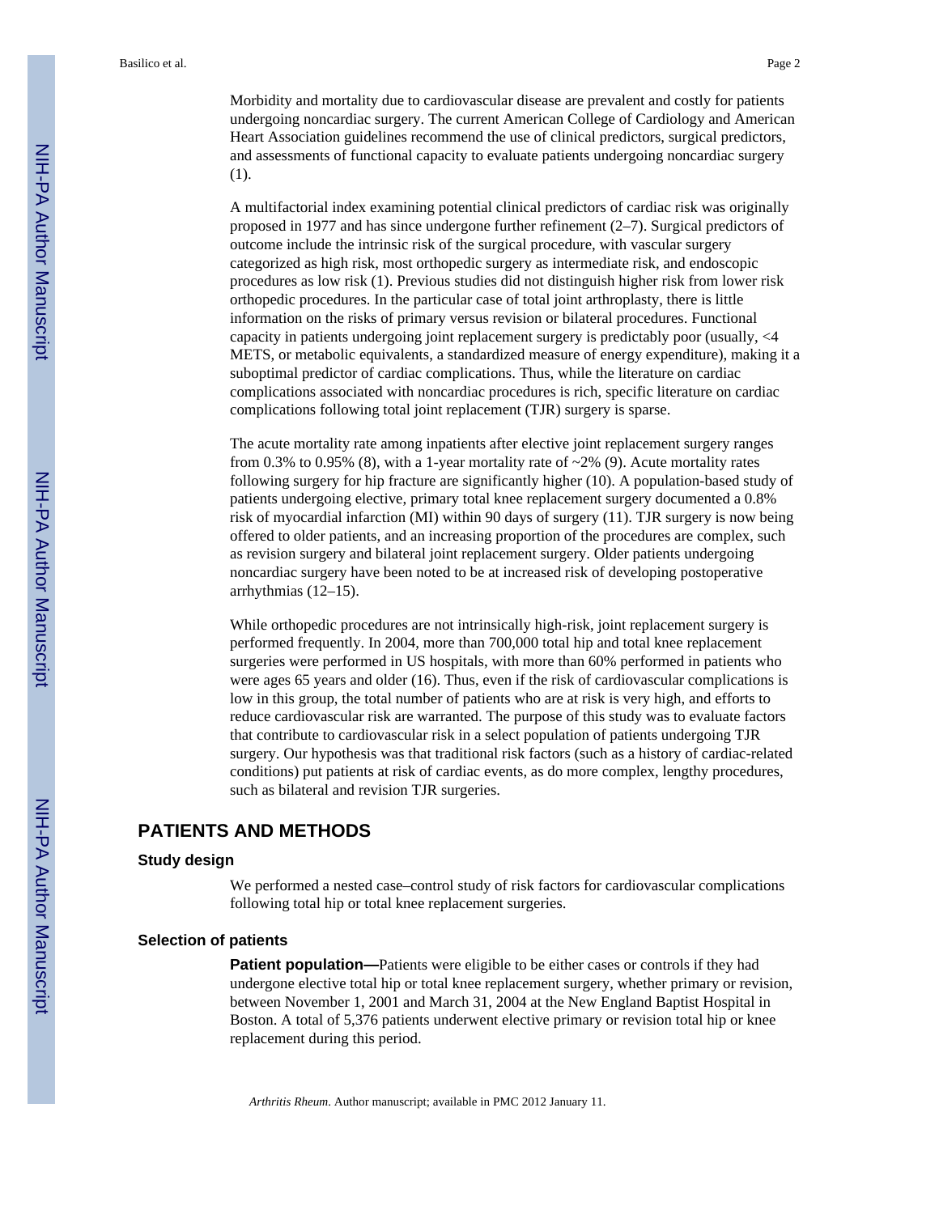Morbidity and mortality due to cardiovascular disease are prevalent and costly for patients undergoing noncardiac surgery. The current American College of Cardiology and American Heart Association guidelines recommend the use of clinical predictors, surgical predictors, and assessments of functional capacity to evaluate patients undergoing noncardiac surgery (1).

A multifactorial index examining potential clinical predictors of cardiac risk was originally proposed in 1977 and has since undergone further refinement (2–7). Surgical predictors of outcome include the intrinsic risk of the surgical procedure, with vascular surgery categorized as high risk, most orthopedic surgery as intermediate risk, and endoscopic procedures as low risk (1). Previous studies did not distinguish higher risk from lower risk orthopedic procedures. In the particular case of total joint arthroplasty, there is little information on the risks of primary versus revision or bilateral procedures. Functional capacity in patients undergoing joint replacement surgery is predictably poor (usually, <4 METS, or metabolic equivalents, a standardized measure of energy expenditure), making it a suboptimal predictor of cardiac complications. Thus, while the literature on cardiac complications associated with noncardiac procedures is rich, specific literature on cardiac complications following total joint replacement (TJR) surgery is sparse.

The acute mortality rate among inpatients after elective joint replacement surgery ranges from 0.3% to 0.95% (8), with a 1-year mortality rate of ~2% (9). Acute mortality rates following surgery for hip fracture are significantly higher (10). A population-based study of patients undergoing elective, primary total knee replacement surgery documented a 0.8% risk of myocardial infarction (MI) within 90 days of surgery (11). TJR surgery is now being offered to older patients, and an increasing proportion of the procedures are complex, such as revision surgery and bilateral joint replacement surgery. Older patients undergoing noncardiac surgery have been noted to be at increased risk of developing postoperative arrhythmias (12–15).

While orthopedic procedures are not intrinsically high-risk, joint replacement surgery is performed frequently. In 2004, more than 700,000 total hip and total knee replacement surgeries were performed in US hospitals, with more than 60% performed in patients who were ages 65 years and older (16). Thus, even if the risk of cardiovascular complications is low in this group, the total number of patients who are at risk is very high, and efforts to reduce cardiovascular risk are warranted. The purpose of this study was to evaluate factors that contribute to cardiovascular risk in a select population of patients undergoing TJR surgery. Our hypothesis was that traditional risk factors (such as a history of cardiac-related conditions) put patients at risk of cardiac events, as do more complex, lengthy procedures, such as bilateral and revision TJR surgeries.

## PATIENTS AND METHODS

### Study design

We performed a nested case–control study of risk factors for cardiovascular complications following total hip or total knee replacement surgeries.

### Selection of patients

**Patient population—**Patients were eligible to be either cases or controls if they had undergone elective total hip or total knee replacement surgery, whether primary or revision, between November 1, 2001 and March 31, 2004 at the New England Baptist Hospital in Boston. A total of 5,376 patients underwent elective primary or revision total hip or knee replacement during this period.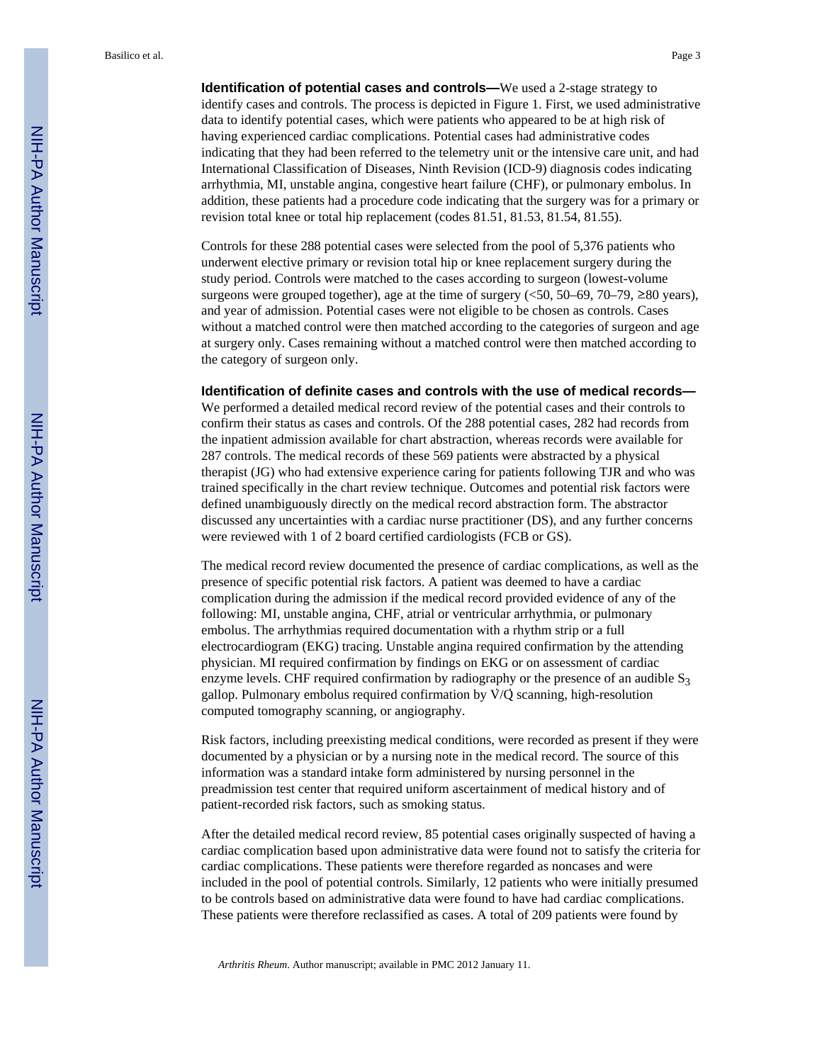**Identification of potential cases and controls—**We used a 2-stage strategy to identify cases and controls. The process is depicted in Figure 1. First, we used administrative data to identify potential cases, which were patients who appeared to be at high risk of having experienced cardiac complications. Potential cases had administrative codes indicating that they had been referred to the telemetry unit or the intensive care unit, and had International Classification of Diseases, Ninth Revision (ICD-9) diagnosis codes indicating arrhythmia, MI, unstable angina, congestive heart failure (CHF), or pulmonary embolus. In addition, these patients had a procedure code indicating that the surgery was for a primary or revision total knee or total hip replacement (codes 81.51, 81.53, 81.54, 81.55).

Controls for these 288 potential cases were selected from the pool of 5,376 patients who underwent elective primary or revision total hip or knee replacement surgery during the study period. Controls were matched to the cases according to surgeon (lowest-volume surgeons were grouped together), age at the time of surgery (<50, 50–69, 70–79, ≥80 years), and year of admission. Potential cases were not eligible to be chosen as controls. Cases without a matched control were then matched according to the categories of surgeon and age at surgery only. Cases remaining without a matched control were then matched according to the category of surgeon only.

**Identification of definite cases and controls with the use of medical records—**We performed a detailed medical record review of the potential cases and their controls to confirm their status as cases and controls. Of the 288 potential cases, 282 had records from the inpatient admission available for chart abstraction, whereas records were available for 287 controls. The medical records of these 569 patients were abstracted by a physical therapist (JG) who had extensive experience caring for patients following TJR and who was trained specifically in the chart review technique. Outcomes and potential risk factors were defined unambiguously directly on the medical record abstraction form. The abstractor discussed any uncertainties with a cardiac nurse practitioner (DS), and any further concerns were reviewed with 1 of 2 board certified cardiologists (FCB or GS).

The medical record review documented the presence of cardiac complications, as well as the presence of specific potential risk factors. A patient was deemed to have a cardiac complication during the admission if the medical record provided evidence of any of the following: MI, unstable angina, CHF, atrial or ventricular arrhythmia, or pulmonary embolus. The arrhythmias required documentation with a rhythm strip or a full electrocardiogram (EKG) tracing. Unstable angina required confirmation by the attending physician. MI required confirmation by findings on EKG or on assessment of cardiac enzyme levels. CHF required confirmation by radiography or the presence of an audible $S_3$ gallop. Pulmonary embolus required confirmation by $\dot{V}/\dot{Q}$ scanning, high-resolution computed tomography scanning, or angiography.

Risk factors, including preexisting medical conditions, were recorded as present if they were documented by a physician or by a nursing note in the medical record. The source of this information was a standard intake form administered by nursing personnel in the preadmission test center that required uniform ascertainment of medical history and of patient-recorded risk factors, such as smoking status.

After the detailed medical record review, 85 potential cases originally suspected of having a cardiac complication based upon administrative data were found not to satisfy the criteria for cardiac complications. These patients were therefore regarded as noncases and were included in the pool of potential controls. Similarly, 12 patients who were initially presumed to be controls based on administrative data were found to have had cardiac complications. These patients were therefore reclassified as cases. A total of 209 patients were found by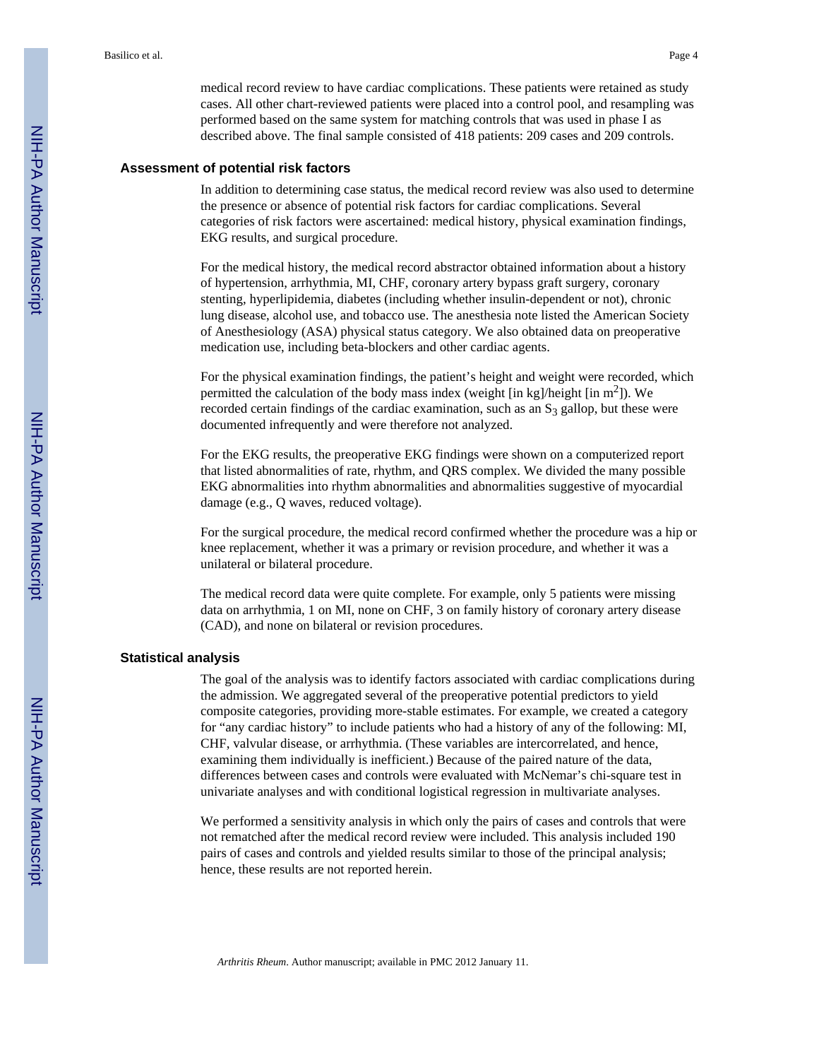medical record review to have cardiac complications. These patients were retained as study cases. All other chart-reviewed patients were placed into a control pool, and resampling was performed based on the same system for matching controls that was used in phase I as described above. The final sample consisted of 418 patients: 209 cases and 209 controls.

### Assessment of potential risk factors

In addition to determining case status, the medical record review was also used to determine the presence or absence of potential risk factors for cardiac complications. Several categories of risk factors were ascertained: medical history, physical examination findings, EKG results, and surgical procedure.

For the medical history, the medical record abstractor obtained information about a history of hypertension, arrhythmia, MI, CHF, coronary artery bypass graft surgery, coronary stenting, hyperlipidemia, diabetes (including whether insulin-dependent or not), chronic lung disease, alcohol use, and tobacco use. The anesthesia note listed the American Society of Anesthesiology (ASA) physical status category. We also obtained data on preoperative medication use, including beta-blockers and other cardiac agents.

For the physical examination findings, the patient's height and weight were recorded, which permitted the calculation of the body mass index (weight [in kg]/height [in $m^2$]). We recorded certain findings of the cardiac examination, such as an $S_3$ gallop, but these were documented infrequently and were therefore not analyzed.

For the EKG results, the preoperative EKG findings were shown on a computerized report that listed abnormalities of rate, rhythm, and QRS complex. We divided the many possible EKG abnormalities into rhythm abnormalities and abnormalities suggestive of myocardial damage (e.g., Q waves, reduced voltage).

For the surgical procedure, the medical record confirmed whether the procedure was a hip or knee replacement, whether it was a primary or revision procedure, and whether it was a unilateral or bilateral procedure.

The medical record data were quite complete. For example, only 5 patients were missing data on arrhythmia, 1 on MI, none on CHF, 3 on family history of coronary artery disease (CAD), and none on bilateral or revision procedures.

### Statistical analysis

The goal of the analysis was to identify factors associated with cardiac complications during the admission. We aggregated several of the preoperative potential predictors to yield composite categories, providing more-stable estimates. For example, we created a category for "any cardiac history" to include patients who had a history of any of the following: MI, CHF, valvular disease, or arrhythmia. (These variables are intercorrelated, and hence, examining them individually is inefficient.) Because of the paired nature of the data, differences between cases and controls were evaluated with McNemar's chi-square test in univariate analyses and with conditional logistical regression in multivariate analyses.

We performed a sensitivity analysis in which only the pairs of cases and controls that were not rematched after the medical record review were included. This analysis included 190 pairs of cases and controls and yielded results similar to those of the principal analysis; hence, these results are not reported herein.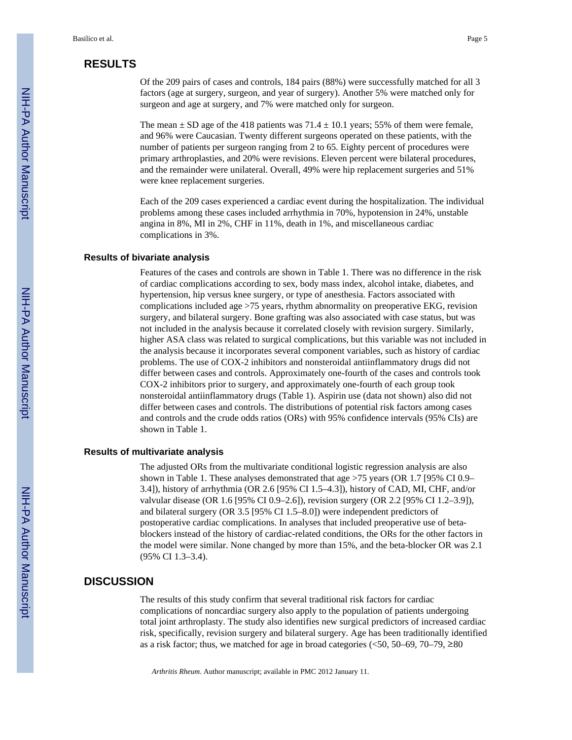## RESULTS

Of the 209 pairs of cases and controls, 184 pairs (88%) were successfully matched for all 3 factors (age at surgery, surgeon, and year of surgery). Another 5% were matched only for surgeon and age at surgery, and 7% were matched only for surgeon.

The mean ± SD age of the 418 patients was 71.4 ± 10.1 years; 55% of them were female, and 96% were Caucasian. Twenty different surgeons operated on these patients, with the number of patients per surgeon ranging from 2 to 65. Eighty percent of procedures were primary arthroplasties, and 20% were revisions. Eleven percent were bilateral procedures, and the remainder were unilateral. Overall, 49% were hip replacement surgeries and 51% were knee replacement surgeries.

Each of the 209 cases experienced a cardiac event during the hospitalization. The individual problems among these cases included arrhythmia in 70%, hypotension in 24%, unstable angina in 8%, MI in 2%, CHF in 11%, death in 1%, and miscellaneous cardiac complications in 3%.

### Results of bivariate analysis

Features of the cases and controls are shown in Table 1. There was no difference in the risk of cardiac complications according to sex, body mass index, alcohol intake, diabetes, and hypertension, hip versus knee surgery, or type of anesthesia. Factors associated with complications included age >75 years, rhythm abnormality on preoperative EKG, revision surgery, and bilateral surgery. Bone grafting was also associated with case status, but was not included in the analysis because it correlated closely with revision surgery. Similarly, higher ASA class was related to surgical complications, but this variable was not included in the analysis because it incorporates several component variables, such as history of cardiac problems. The use of COX-2 inhibitors and nonsteroidal antiinflammatory drugs did not differ between cases and controls. Approximately one-fourth of the cases and controls took COX-2 inhibitors prior to surgery, and approximately one-fourth of each group took nonsteroidal antiinflammatory drugs (Table 1). Aspirin use (data not shown) also did not differ between cases and controls. The distributions of potential risk factors among cases and controls and the crude odds ratios (ORs) with 95% confidence intervals (95% CIs) are shown in Table 1.

### Results of multivariate analysis

The adjusted ORs from the multivariate conditional logistic regression analysis are also shown in Table 1. These analyses demonstrated that age >75 years (OR 1.7 [95% CI 0.9–3.4]), history of arrhythmia (OR 2.6 [95% CI 1.5–4.3]), history of CAD, MI, CHF, and/or valvular disease (OR 1.6 [95% CI 0.9–2.6]), revision surgery (OR 2.2 [95% CI 1.2–3.9]), and bilateral surgery (OR 3.5 [95% CI 1.5–8.0]) were independent predictors of postoperative cardiac complications. In analyses that included preoperative use of beta-blockers instead of the history of cardiac-related conditions, the ORs for the other factors in the model were similar. None changed by more than 15%, and the beta-blocker OR was 2.1 (95% CI 1.3–3.4).

## DISCUSSION

The results of this study confirm that several traditional risk factors for cardiac complications of noncardiac surgery also apply to the population of patients undergoing total joint arthroplasty. The study also identifies new surgical predictors of increased cardiac risk, specifically, revision surgery and bilateral surgery. Age has been traditionally identified as a risk factor; thus, we matched for age in broad categories (<50, 50–69, 70–79, ≥80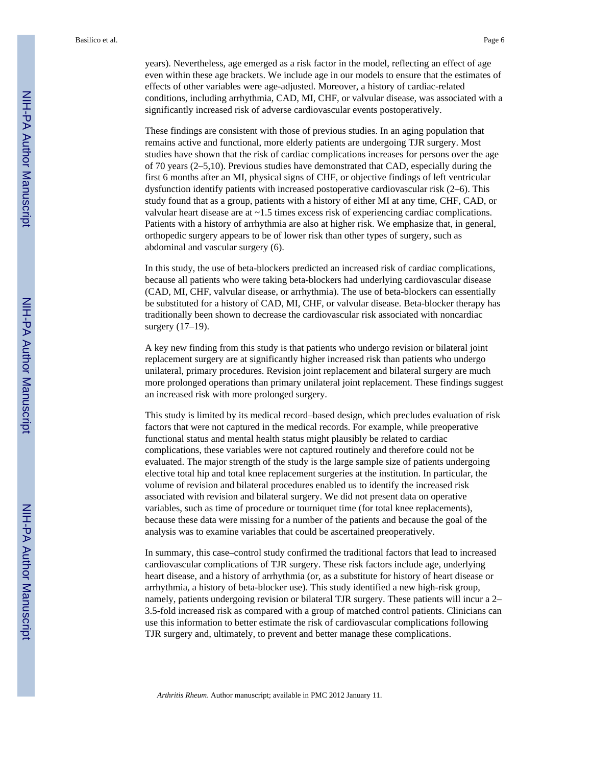years). Nevertheless, age emerged as a risk factor in the model, reflecting an effect of age even within these age brackets. We include age in our models to ensure that the estimates of effects of other variables were age-adjusted. Moreover, a history of cardiac-related conditions, including arrhythmia, CAD, MI, CHF, or valvular disease, was associated with a significantly increased risk of adverse cardiovascular events postoperatively.

These findings are consistent with those of previous studies. In an aging population that remains active and functional, more elderly patients are undergoing TJR surgery. Most studies have shown that the risk of cardiac complications increases for persons over the age of 70 years (2–5,10). Previous studies have demonstrated that CAD, especially during the first 6 months after an MI, physical signs of CHF, or objective findings of left ventricular dysfunction identify patients with increased postoperative cardiovascular risk (2–6). This study found that as a group, patients with a history of either MI at any time, CHF, CAD, or valvular heart disease are at ~1.5 times excess risk of experiencing cardiac complications. Patients with a history of arrhythmia are also at higher risk. We emphasize that, in general, orthopedic surgery appears to be of lower risk than other types of surgery, such as abdominal and vascular surgery (6).

In this study, the use of beta-blockers predicted an increased risk of cardiac complications, because all patients who were taking beta-blockers had underlying cardiovascular disease (CAD, MI, CHF, valvular disease, or arrhythmia). The use of beta-blockers can essentially be substituted for a history of CAD, MI, CHF, or valvular disease. Beta-blocker therapy has traditionally been shown to decrease the cardiovascular risk associated with noncardiac surgery (17–19).

A key new finding from this study is that patients who undergo revision or bilateral joint replacement surgery are at significantly higher increased risk than patients who undergo unilateral, primary procedures. Revision joint replacement and bilateral surgery are much more prolonged operations than primary unilateral joint replacement. These findings suggest an increased risk with more prolonged surgery.

This study is limited by its medical record–based design, which precludes evaluation of risk factors that were not captured in the medical records. For example, while preoperative functional status and mental health status might plausibly be related to cardiac complications, these variables were not captured routinely and therefore could not be evaluated. The major strength of the study is the large sample size of patients undergoing elective total hip and total knee replacement surgeries at the institution. In particular, the volume of revision and bilateral procedures enabled us to identify the increased risk associated with revision and bilateral surgery. We did not present data on operative variables, such as time of procedure or tourniquet time (for total knee replacements), because these data were missing for a number of the patients and because the goal of the analysis was to examine variables that could be ascertained preoperatively.

In summary, this case–control study confirmed the traditional factors that lead to increased cardiovascular complications of TJR surgery. These risk factors include age, underlying heart disease, and a history of arrhythmia (or, as a substitute for history of heart disease or arrhythmia, a history of beta-blocker use). This study identified a new high-risk group, namely, patients undergoing revision or bilateral TJR surgery. These patients will incur a 2–3.5-fold increased risk as compared with a group of matched control patients. Clinicians can use this information to better estimate the risk of cardiovascular complications following TJR surgery and, ultimately, to prevent and better manage these complications.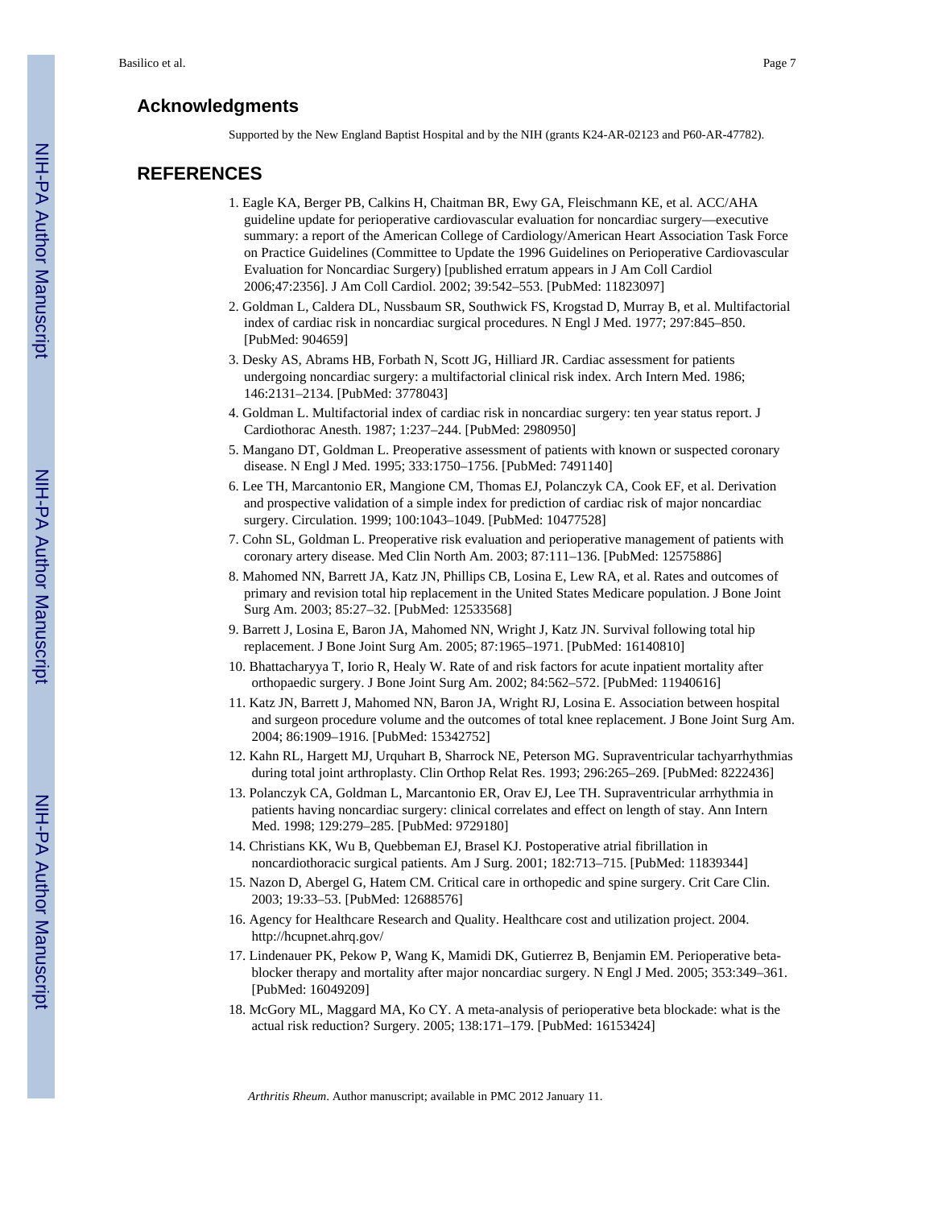## Acknowledgments

Supported by the New England Baptist Hospital and by the NIH (grants K24-AR-02123 and P60-AR-47782).

## REFERENCES

1. Eagle KA, Berger PB, Calkins H, Chaitman BR, Ewy GA, Fleischmann KE, et al. ACC/AHA guideline update for perioperative cardiovascular evaluation for noncardiac surgery—executive summary: a report of the American College of Cardiology/American Heart Association Task Force on Practice Guidelines (Committee to Update the 1996 Guidelines on Perioperative Cardiovascular Evaluation for Noncardiac Surgery) [published erratum appears in J Am Coll Cardiol 2006;47:2356]. J Am Coll Cardiol. 2002; 39:542–553. [PubMed: 11823097]
2. Goldman L, Caldera DL, Nussbaum SR, Southwick FS, Krogstad D, Murray B, et al. Multifactorial index of cardiac risk in noncardiac surgical procedures. N Engl J Med. 1977; 297:845–850. [PubMed: 904659]
3. Desky AS, Abrams HB, Forbath N, Scott JG, Hilliard JR. Cardiac assessment for patients undergoing noncardiac surgery: a multifactorial clinical risk index. Arch Intern Med. 1986; 146:2131–2134. [PubMed: 3778043]
4. Goldman L. Multifactorial index of cardiac risk in noncardiac surgery: ten year status report. J Cardiothorac Anesth. 1987; 1:237–244. [PubMed: 2980950]
5. Mangano DT, Goldman L. Preoperative assessment of patients with known or suspected coronary disease. N Engl J Med. 1995; 333:1750–1756. [PubMed: 7491140]
6. Lee TH, Marcantonio ER, Mangione CM, Thomas EJ, Polanczyk CA, Cook EF, et al. Derivation and prospective validation of a simple index for prediction of cardiac risk of major noncardiac surgery. Circulation. 1999; 100:1043–1049. [PubMed: 10477528]
7. Cohn SL, Goldman L. Preoperative risk evaluation and perioperative management of patients with coronary artery disease. Med Clin North Am. 2003; 87:111–136. [PubMed: 12575886]
8. Mahomed NN, Barrett JA, Katz JN, Phillips CB, Losina E, Lew RA, et al. Rates and outcomes of primary and revision total hip replacement in the United States Medicare population. J Bone Joint Surg Am. 2003; 85:27–32. [PubMed: 12533568]
9. Barrett J, Losina E, Baron JA, Mahomed NN, Wright J, Katz JN. Survival following total hip replacement. J Bone Joint Surg Am. 2005; 87:1965–1971. [PubMed: 16140810]
10. Bhattacharyya T, Iorio R, Healy W. Rate of and risk factors for acute inpatient mortality after orthopaedic surgery. J Bone Joint Surg Am. 2002; 84:562–572. [PubMed: 11940616]
11. Katz JN, Barrett J, Mahomed NN, Baron JA, Wright RJ, Losina E. Association between hospital and surgeon procedure volume and the outcomes of total knee replacement. J Bone Joint Surg Am. 2004; 86:1909–1916. [PubMed: 15342752]
12. Kahn RL, Hargett MJ, Urquhart B, Sharrock NE, Peterson MG. Supraventricular tachyarrhythmias during total joint arthroplasty. Clin Orthop Relat Res. 1993; 296:265–269. [PubMed: 8222436]
13. Polanczyk CA, Goldman L, Marcantonio ER, Orav EJ, Lee TH. Supraventricular arrhythmia in patients having noncardiac surgery: clinical correlates and effect on length of stay. Ann Intern Med. 1998; 129:279–285. [PubMed: 9729180]
14. Christians KK, Wu B, Quebbeman EJ, Brasel KJ. Postoperative atrial fibrillation in noncardiothoracic surgical patients. Am J Surg. 2001; 182:713–715. [PubMed: 11839344]
15. Nazon D, Abergel G, Hatem CM. Critical care in orthopedic and spine surgery. Crit Care Clin. 2003; 19:33–53. [PubMed: 12688576]
16. Agency for Healthcare Research and Quality. Healthcare cost and utilization project. 2004. http://hcupnet.ahrq.gov/
17. Lindenauer PK, Pekow P, Wang K, Mamidi DK, Gutierrez B, Benjamin EM. Perioperative beta-blocker therapy and mortality after major noncardiac surgery. N Engl J Med. 2005; 353:349–361. [PubMed: 16049209]
18. McGory ML, Maggard MA, Ko CY. A meta-analysis of perioperative beta blockade: what is the actual risk reduction? Surgery. 2005; 138:171–179. [PubMed: 16153424]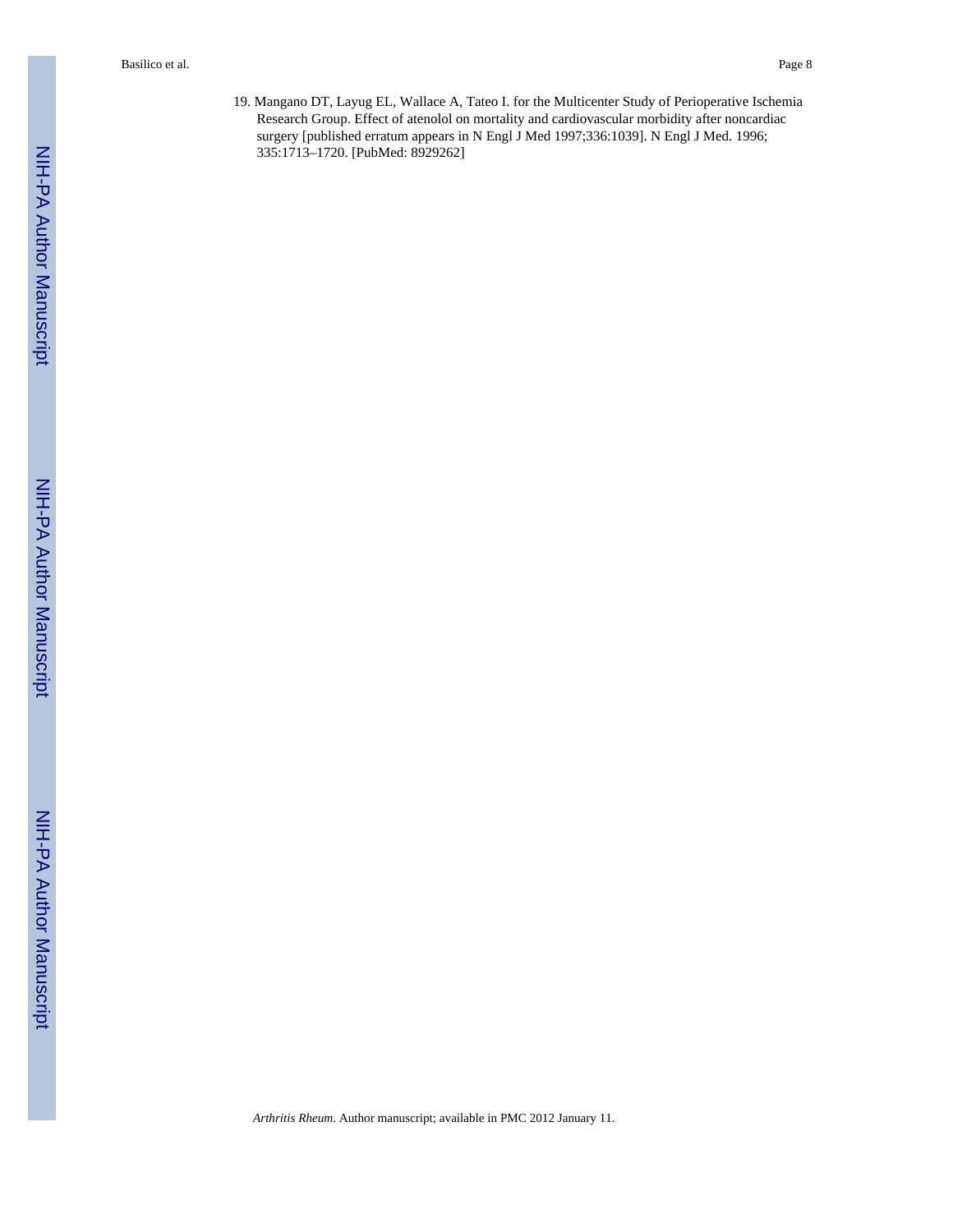19. Mangano DT, Layug EL, Wallace A, Tateo I. for the Multicenter Study of Perioperative Ischemia Research Group. Effect of atenolol on mortality and cardiovascular morbidity after noncardiac surgery [published erratum appears in N Engl J Med 1997;336:1039]. N Engl J Med. 1996; 335:1713–1720. [PubMed: 8929262]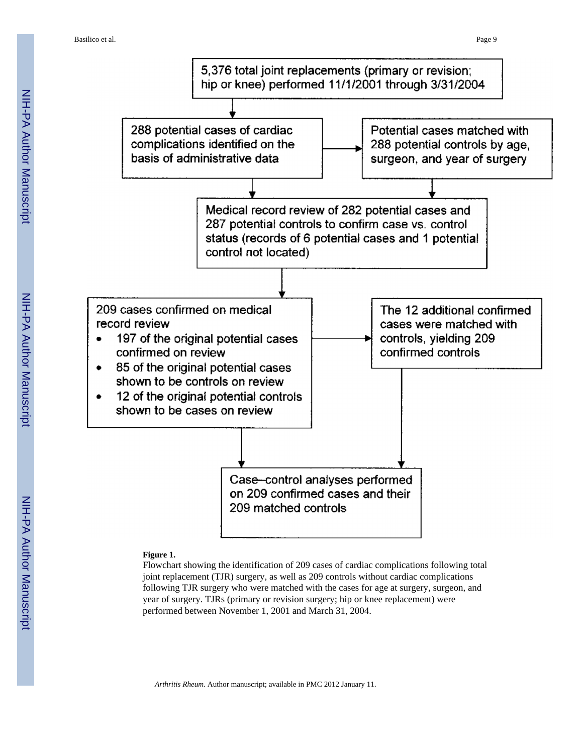5,376 total joint replacements (primary or revision; hip or knee) performed 11/1/2001 through 3/31/2004

288 potential cases of cardiac complications identified on the basis of administrative data

Potential cases matched with 288 potential controls by age, surgeon, and year of surgery

Medical record review of 282 potential cases and 287 potential controls to confirm case vs. control status (records of 6 potential cases and 1 potential control not located)

209 cases confirmed on medical record review

- 197 of the original potential cases confirmed on review
- 85 of the original potential cases shown to be controls on review
- 12 of the original potential controls shown to be cases on review

The 12 additional confirmed cases were matched with controls, yielding 209 confirmed controls

Case–control analyses performed on 209 confirmed cases and their 209 matched controls

**Figure 1.**

Flowchart showing the identification of 209 cases of cardiac complications following total joint replacement (TJR) surgery, as well as 209 controls without cardiac complications following TJR surgery who were matched with the cases for age at surgery, surgeon, and year of surgery. TJRs (primary or revision surgery; hip or knee replacement) were performed between November 1, 2001 and March 31, 2004.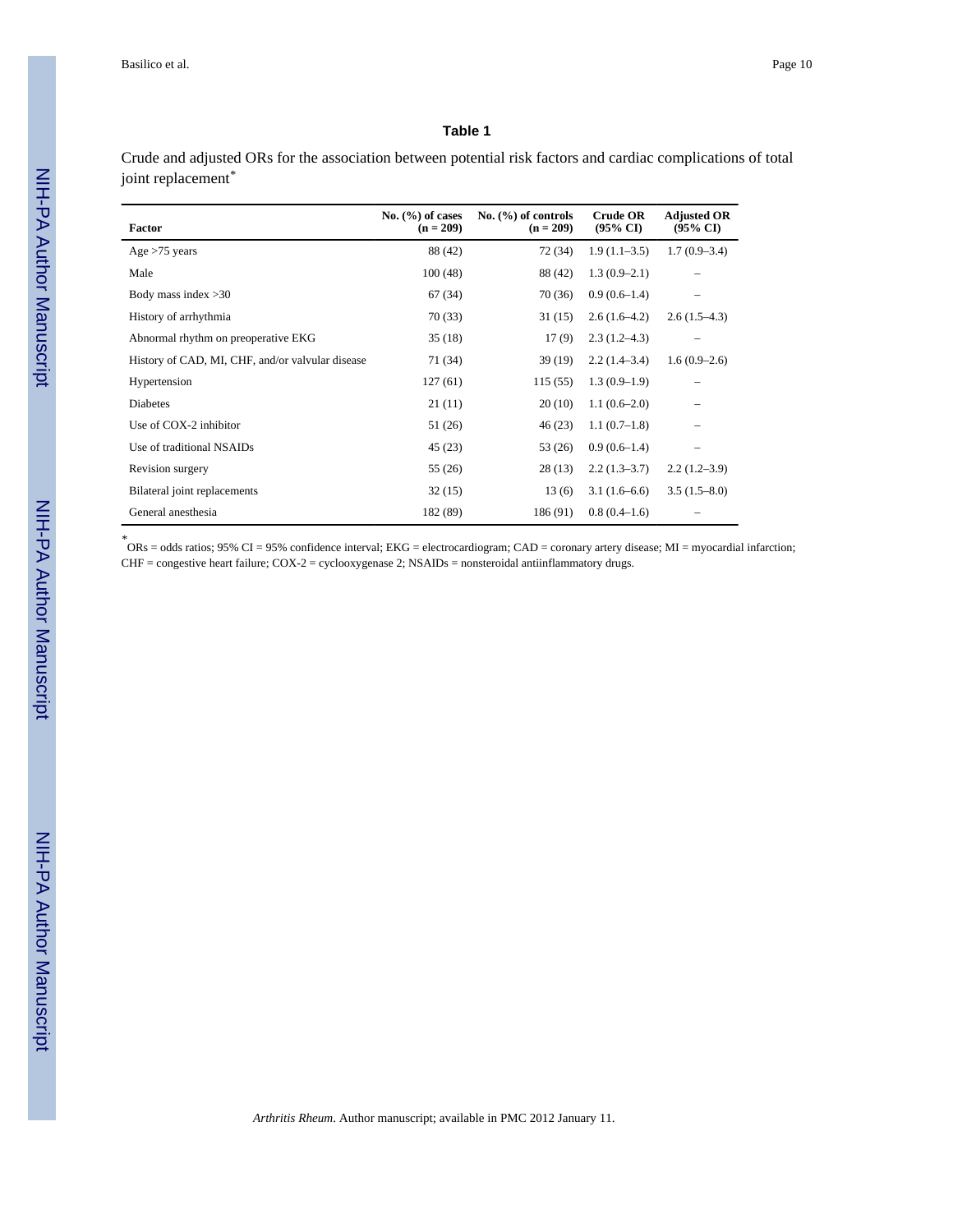**Table 1**

Crude and adjusted ORs for the association between potential risk factors and cardiac complications of total joint replacement*

| Factor | No. (%) of cases (n = 209) | No. (%) of controls (n = 209) | Crude OR (95% CI) | Adjusted OR (95% CI) |
|---|---|---|---|---|
| Age >75 years | 88 (42) | 72 (34) | 1.9 (1.1–3.5) | 1.7 (0.9–3.4) |
| Male | 100 (48) | 88 (42) | 1.3 (0.9–2.1) | – |
| Body mass index >30 | 67 (34) | 70 (36) | 0.9 (0.6–1.4) | – |
| History of arrhythmia | 70 (33) | 31 (15) | 2.6 (1.6–4.2) | 2.6 (1.5–4.3) |
| Abnormal rhythm on preoperative EKG | 35 (18) | 17 (9) | 2.3 (1.2–4.3) | – |
| History of CAD, MI, CHF, and/or valvular disease | 71 (34) | 39 (19) | 2.2 (1.4–3.4) | 1.6 (0.9–2.6) |
| Hypertension | 127 (61) | 115 (55) | 1.3 (0.9–1.9) | – |
| Diabetes | 21 (11) | 20 (10) | 1.1 (0.6–2.0) | – |
| Use of COX-2 inhibitor | 51 (26) | 46 (23) | 1.1 (0.7–1.8) | – |
| Use of traditional NSAIDs | 45 (23) | 53 (26) | 0.9 (0.6–1.4) | – |
| Revision surgery | 55 (26) | 28 (13) | 2.2 (1.3–3.7) | 2.2 (1.2–3.9) |
| Bilateral joint replacements | 32 (15) | 13 (6) | 3.1 (1.6–6.6) | 3.5 (1.5–8.0) |
| General anesthesia | 182 (89) | 186 (91) | 0.8 (0.4–1.6) | – |

*ORs = odds ratios; 95% CI = 95% confidence interval; EKG = electrocardiogram; CAD = coronary artery disease; MI = myocardial infarction; CHF = congestive heart failure; COX-2 = cyclooxygenase 2; NSAIDs = nonsteroidal antiinflammatory drugs.